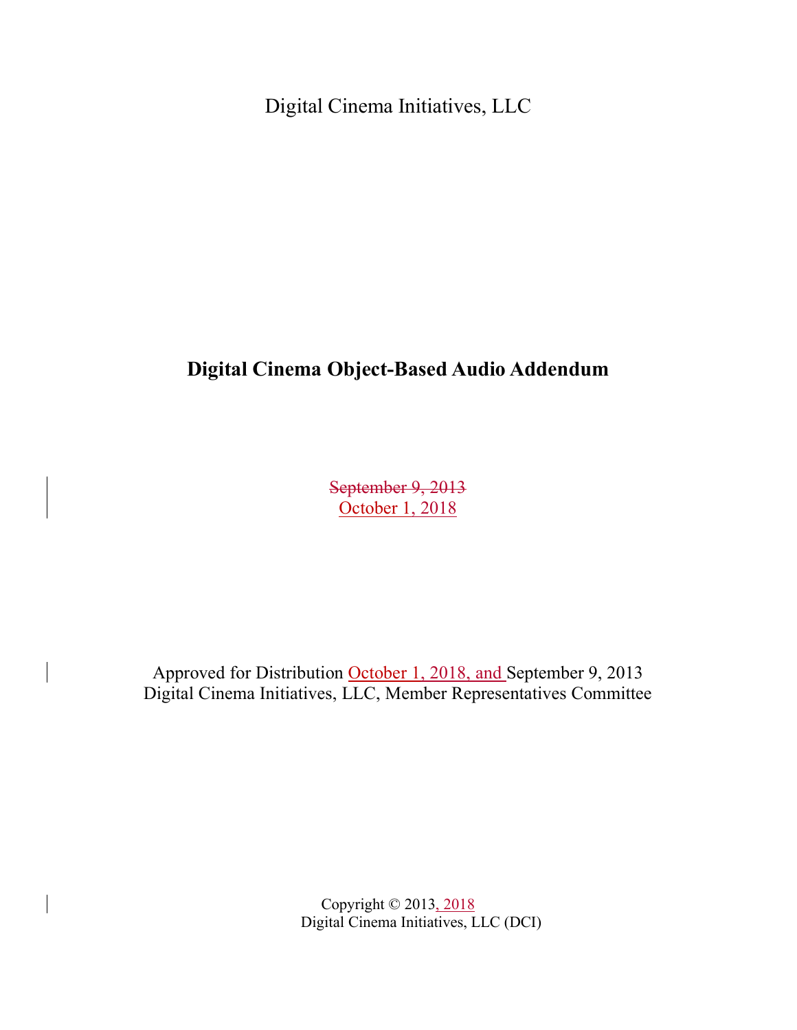Digital Cinema Initiatives, LLC

# Digital Cinema Object-Based Audio Addendum

~~September 9, 2013~~
October 1, 2018

Approved for Distribution October 1, 2018, and September 9, 2013
Digital Cinema Initiatives, LLC, Member Representatives Committee

Copyright © 2013, 2018
Digital Cinema Initiatives, LLC (DCI)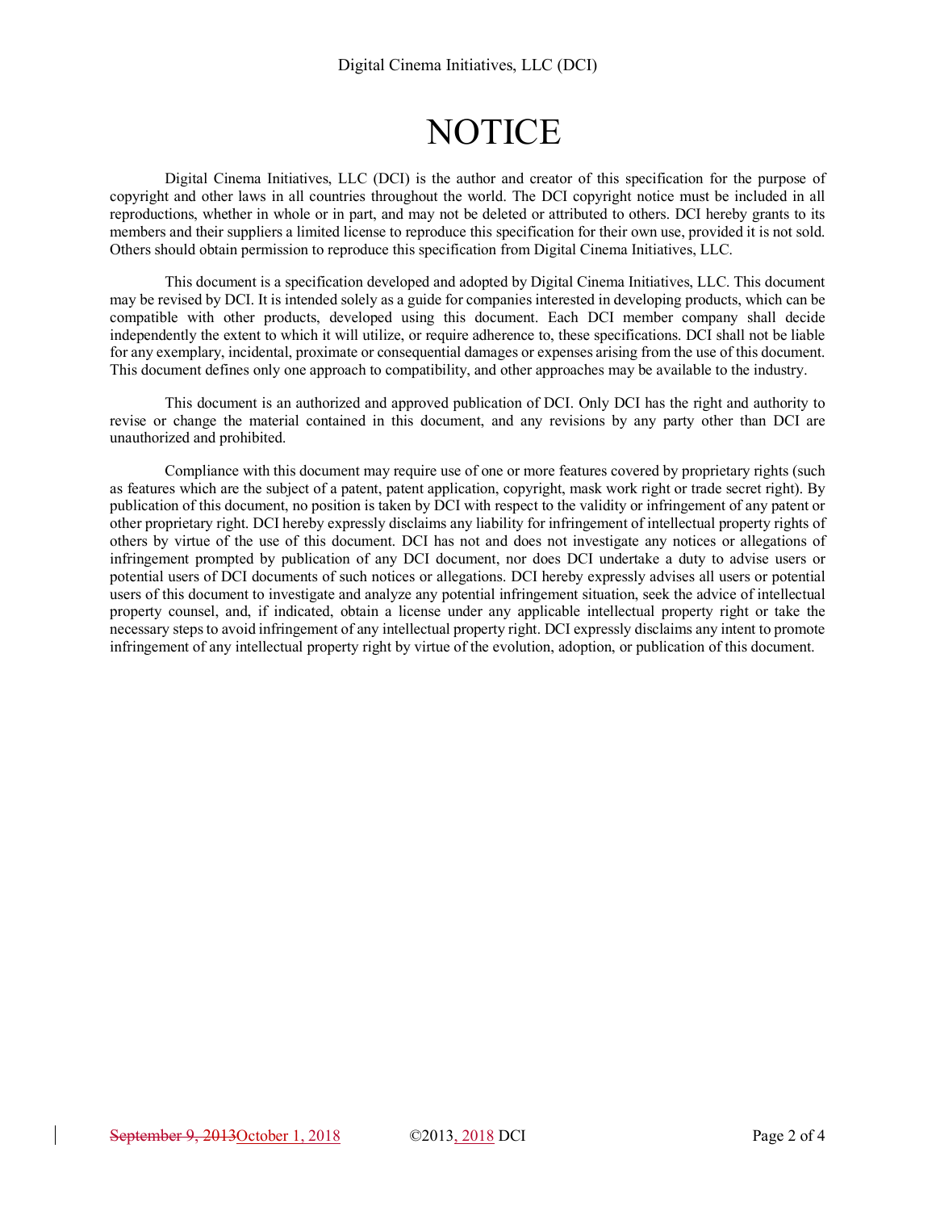# NOTICE

Digital Cinema Initiatives, LLC (DCI) is the author and creator of this specification for the purpose of copyright and other laws in all countries throughout the world. The DCI copyright notice must be included in all reproductions, whether in whole or in part, and may not be deleted or attributed to others. DCI hereby grants to its members and their suppliers a limited license to reproduce this specification for their own use, provided it is not sold. Others should obtain permission to reproduce this specification from Digital Cinema Initiatives, LLC.

This document is a specification developed and adopted by Digital Cinema Initiatives, LLC. This document may be revised by DCI. It is intended solely as a guide for companies interested in developing products, which can be compatible with other products, developed using this document. Each DCI member company shall decide independently the extent to which it will utilize, or require adherence to, these specifications. DCI shall not be liable for any exemplary, incidental, proximate or consequential damages or expenses arising from the use of this document. This document defines only one approach to compatibility, and other approaches may be available to the industry.

This document is an authorized and approved publication of DCI. Only DCI has the right and authority to revise or change the material contained in this document, and any revisions by any party other than DCI are unauthorized and prohibited.

Compliance with this document may require use of one or more features covered by proprietary rights (such as features which are the subject of a patent, patent application, copyright, mask work right or trade secret right). By publication of this document, no position is taken by DCI with respect to the validity or infringement of any patent or other proprietary right. DCI hereby expressly disclaims any liability for infringement of intellectual property rights of others by virtue of the use of this document. DCI has not and does not investigate any notices or allegations of infringement prompted by publication of any DCI document, nor does DCI undertake a duty to advise users or potential users of DCI documents of such notices or allegations. DCI hereby expressly advises all users or potential users of this document to investigate and analyze any potential infringement situation, seek the advice of intellectual property counsel, and, if indicated, obtain a license under any applicable intellectual property right or take the necessary steps to avoid infringement of any intellectual property right. DCI expressly disclaims any intent to promote infringement of any intellectual property right by virtue of the evolution, adoption, or publication of this document.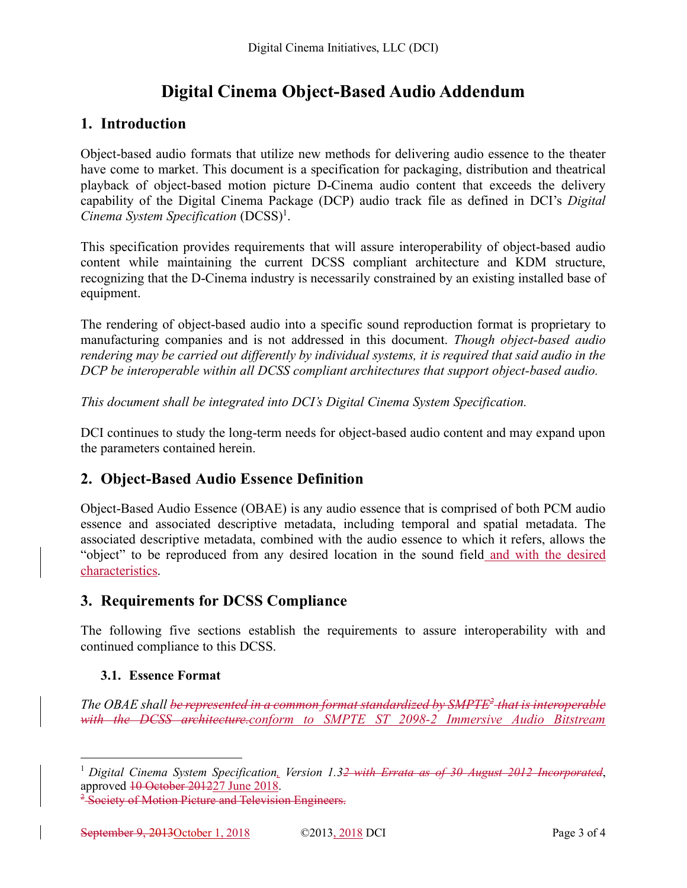# Digital Cinema Object-Based Audio Addendum

## 1. Introduction

Object-based audio formats that utilize new methods for delivering audio essence to the theater have come to market. This document is a specification for packaging, distribution and theatrical playback of object-based motion picture D-Cinema audio content that exceeds the delivery capability of the Digital Cinema Package (DCP) audio track file as defined in DCI's *Digital Cinema System Specification* (DCSS)[1].

This specification provides requirements that will assure interoperability of object-based audio content while maintaining the current DCSS compliant architecture and KDM structure, recognizing that the D-Cinema industry is necessarily constrained by an existing installed base of equipment.

The rendering of object-based audio into a specific sound reproduction format is proprietary to manufacturing companies and is not addressed in this document. *Though object-based audio rendering may be carried out differently by individual systems, it is required that said audio in the DCP be interoperable within all DCSS compliant architectures that support object-based audio.*

*This document shall be integrated into DCI's Digital Cinema System Specification.*

DCI continues to study the long-term needs for object-based audio content and may expand upon the parameters contained herein.

## 2. Object-Based Audio Essence Definition

Object-Based Audio Essence (OBAE) is any audio essence that is comprised of both PCM audio essence and associated descriptive metadata, including temporal and spatial metadata. The associated descriptive metadata, combined with the audio essence to which it refers, allows the "object" to be reproduced from any desired location in the sound field and with the desired characteristics.

## 3. Requirements for DCSS Compliance

The following five sections establish the requirements to assure interoperability with and continued compliance to this DCSS.

### 3.1. Essence Format

*The OBAE shall ~~be represented in a common format standardized by SMPTE[2] that is interoperable with the DCSS architecture.~~conform to SMPTE ST 2098-2 Immersive Audio Bitstream*

---

[1] *Digital Cinema System Specification, Version 1.3~~2 with Errata as of 30 August 2012 Incorporated~~*, approved ~~10 October 2012~~27 June 2018.

~~[2] Society of Motion Picture and Television Engineers.~~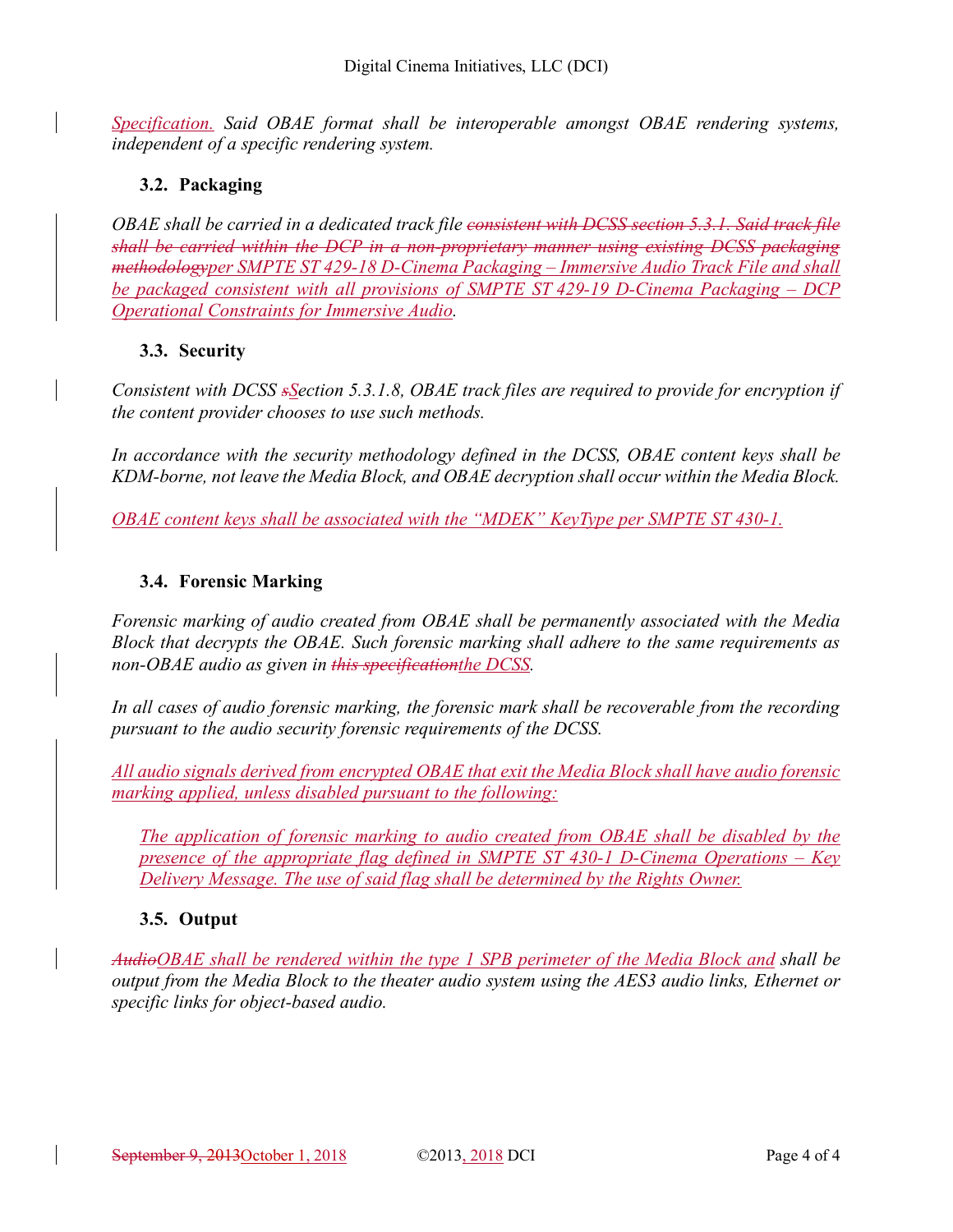*Specification. Said OBAE format shall be interoperable amongst OBAE rendering systems, independent of a specific rendering system.*

### 3.2. Packaging

*OBAE shall be carried in a dedicated track file ~~consistent with DCSS section 5.3.1. Said track file shall be carried within the DCP in a non-proprietary manner using existing DCSS packaging methodology~~per SMPTE ST 429-18 D-Cinema Packaging – Immersive Audio Track File and shall be packaged consistent with all provisions of SMPTE ST 429-19 D-Cinema Packaging – DCP Operational Constraints for Immersive Audio.*

### 3.3. Security

*Consistent with DCSS ~~s~~Section 5.3.1.8, OBAE track files are required to provide for encryption if the content provider chooses to use such methods.*

*In accordance with the security methodology defined in the DCSS, OBAE content keys shall be KDM-borne, not leave the Media Block, and OBAE decryption shall occur within the Media Block.*

*OBAE content keys shall be associated with the "MDEK" KeyType per SMPTE ST 430-1.*

### 3.4. Forensic Marking

*Forensic marking of audio created from OBAE shall be permanently associated with the Media Block that decrypts the OBAE. Such forensic marking shall adhere to the same requirements as non-OBAE audio as given in ~~this specification~~the DCSS.*

*In all cases of audio forensic marking, the forensic mark shall be recoverable from the recording pursuant to the audio security forensic requirements of the DCSS.*

*All audio signals derived from encrypted OBAE that exit the Media Block shall have audio forensic marking applied, unless disabled pursuant to the following:*

> *The application of forensic marking to audio created from OBAE shall be disabled by the presence of the appropriate flag defined in SMPTE ST 430-1 D-Cinema Operations – Key Delivery Message. The use of said flag shall be determined by the Rights Owner.*

### 3.5. Output

*~~Audio~~OBAE shall be rendered within the type 1 SPB perimeter of the Media Block and shall be output from the Media Block to the theater audio system using the AES3 audio links, Ethernet or specific links for object-based audio.*